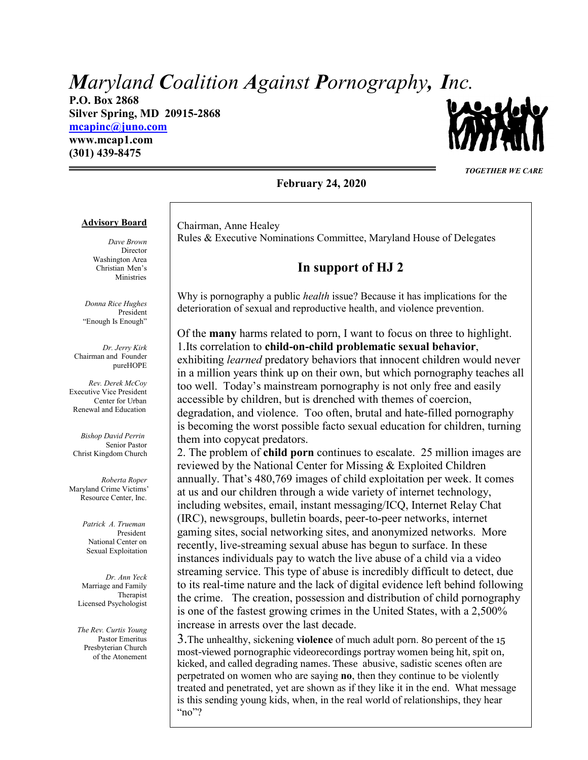# *Maryland Coalition Against Pornography, Inc.*

**P.O. Box 2868**
**Silver Spring, MD 20915-2868**
**mcapinc@juno.com**
**www.mcap1.com**
**(301) 439-8475**

***TOGETHER WE CARE***

**February 24, 2020**

**Advisory Board**

*Dave Brown*
Director
Washington Area Christian Men's Ministries

*Donna Rice Hughes*
President
"Enough Is Enough"

*Dr. Jerry Kirk*
Chairman and Founder
pureHOPE

*Rev. Derek McCoy*
Executive Vice President
Center for Urban Renewal and Education

*Bishop David Perrin*
Senior Pastor
Christ Kingdom Church

*Roberta Roper*
Maryland Crime Victims' Resource Center, Inc.

*Patrick A. Trueman*
President
National Center on Sexual Exploitation

*Dr. Ann Yeck*
Marriage and Family Therapist
Licensed Psychologist

*The Rev. Curtis Young*
Pastor Emeritus
Presbyterian Church of the Atonement

---

Chairman, Anne Healey
Rules & Executive Nominations Committee, Maryland House of Delegates

## In support of HJ 2

Why is pornography a public *health* issue? Because it has implications for the deterioration of sexual and reproductive health, and violence prevention.

Of the **many** harms related to porn, I want to focus on three to highlight.

1.Its correlation to **child-on-child problematic sexual behavior**, exhibiting *learned* predatory behaviors that innocent children would never in a million years think up on their own, but which pornography teaches all too well. Today's mainstream pornography is not only free and easily accessible by children, but is drenched with themes of coercion, degradation, and violence. Too often, brutal and hate-filled pornography is becoming the worst possible facto sexual education for children, turning them into copycat predators.

2. The problem of **child porn** continues to escalate. 25 million images are reviewed by the National Center for Missing & Exploited Children annually. That's 480,769 images of child exploitation per week. It comes at us and our children through a wide variety of internet technology, including websites, email, instant messaging/ICQ, Internet Relay Chat (IRC), newsgroups, bulletin boards, peer-to-peer networks, internet gaming sites, social networking sites, and anonymized networks. More recently, live-streaming sexual abuse has begun to surface. In these instances individuals pay to watch the live abuse of a child via a video streaming service. This type of abuse is incredibly difficult to detect, due to its real-time nature and the lack of digital evidence left behind following the crime. The creation, possession and distribution of child pornography is one of the fastest growing crimes in the United States, with a 2,500% increase in arrests over the last decade.

3.The unhealthy, sickening **violence** of much adult porn. 80 percent of the 15 most-viewed pornographic videorecordings portray women being hit, spit on, kicked, and called degrading names. These abusive, sadistic scenes often are perpetrated on women who are saying **no**, then they continue to be violently treated and penetrated, yet are shown as if they like it in the end. What message is this sending young kids, when, in the real world of relationships, they hear "no"?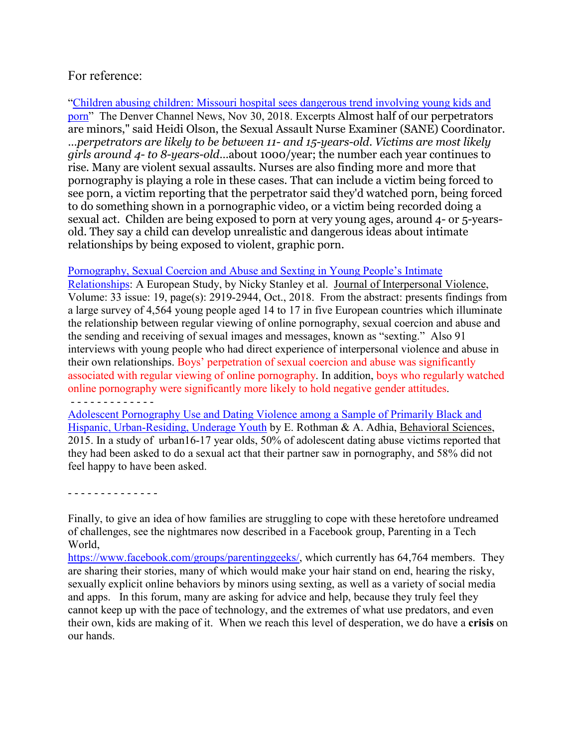For reference:

"[Children abusing children: Missouri hospital sees dangerous trend involving young kids and porn](#)" The Denver Channel News, Nov 30, 2018. Excerpts Almost half of our perpetrators are minors," said Heidi Olson, the Sexual Assault Nurse Examiner (SANE) Coordinator. *...perpetrators are likely to be between 11- and 15-years-old. Victims are most likely girls around 4- to 8-years-old*...about 1000/year; the number each year continues to rise. Many are violent sexual assaults. Nurses are also finding more and more that pornography is playing a role in these cases. That can include a victim being forced to see porn, a victim reporting that the perpetrator said they'd watched porn, being forced to do something shown in a pornographic video, or a victim being recorded doing a sexual act. Childen are being exposed to porn at very young ages, around 4- or 5-years-old. They say a child can develop unrealistic and dangerous ideas about intimate relationships by being exposed to violent, graphic porn.

[Pornography, Sexual Coercion and Abuse and Sexting in Young People's Intimate Relationships](#): A European Study, by Nicky Stanley et al. Journal of Interpersonal Violence, Volume: 33 issue: 19, page(s): 2919-2944, Oct., 2018. From the abstract: presents findings from a large survey of 4,564 young people aged 14 to 17 in five European countries which illuminate the relationship between regular viewing of online pornography, sexual coercion and abuse and the sending and receiving of sexual images and messages, known as "sexting." Also 91 interviews with young people who had direct experience of interpersonal violence and abuse in their own relationships. Boys' perpetration of sexual coercion and abuse was significantly associated with regular viewing of online pornography. In addition, boys who regularly watched online pornography were significantly more likely to hold negative gender attitudes.

\- - - - - - - - - - - - -

[Adolescent Pornography Use and Dating Violence among a Sample of Primarily Black and Hispanic, Urban-Residing, Underage Youth](#) by E. Rothman & A. Adhia, Behavioral Sciences, 2015. In a study of urban16-17 year olds, 50% of adolescent dating abuse victims reported that they had been asked to do a sexual act that their partner saw in pornography, and 58% did not feel happy to have been asked.

\- - - - - - - - - - - - - -

Finally, to give an idea of how families are struggling to cope with these heretofore undreamed of challenges, see the nightmares now described in a Facebook group, Parenting in a Tech World, [https://www.facebook.com/groups/parentinggeeks/](https://www.facebook.com/groups/parentinggeeks/), which currently has 64,764 members. They are sharing their stories, many of which would make your hair stand on end, hearing the risky, sexually explicit online behaviors by minors using sexting, as well as a variety of social media and apps. In this forum, many are asking for advice and help, because they truly feel they cannot keep up with the pace of technology, and the extremes of what use predators, and even their own, kids are making of it. When we reach this level of desperation, we do have a **crisis** on our hands.